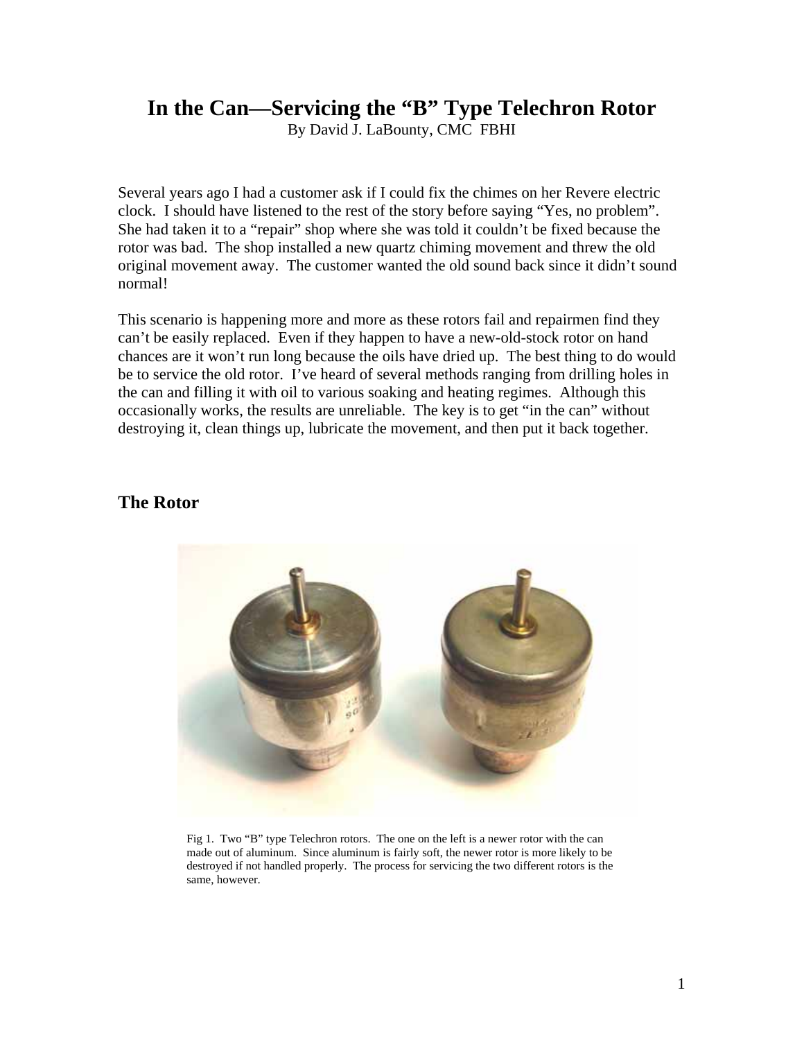# In the Can—Servicing the "B" Type Telechron Rotor

By David J. LaBounty, CMC FBHI

Several years ago I had a customer ask if I could fix the chimes on her Revere electric clock. I should have listened to the rest of the story before saying "Yes, no problem". She had taken it to a "repair" shop where she was told it couldn't be fixed because the rotor was bad. The shop installed a new quartz chiming movement and threw the old original movement away. The customer wanted the old sound back since it didn't sound normal!

This scenario is happening more and more as these rotors fail and repairmen find they can't be easily replaced. Even if they happen to have a new-old-stock rotor on hand chances are it won't run long because the oils have dried up. The best thing to do would be to service the old rotor. I've heard of several methods ranging from drilling holes in the can and filling it with oil to various soaking and heating regimes. Although this occasionally works, the results are unreliable. The key is to get "in the can" without destroying it, clean things up, lubricate the movement, and then put it back together.

## The Rotor

Fig 1. Two "B" type Telechron rotors. The one on the left is a newer rotor with the can made out of aluminum. Since aluminum is fairly soft, the newer rotor is more likely to be destroyed if not handled properly. The process for servicing the two different rotors is the same, however.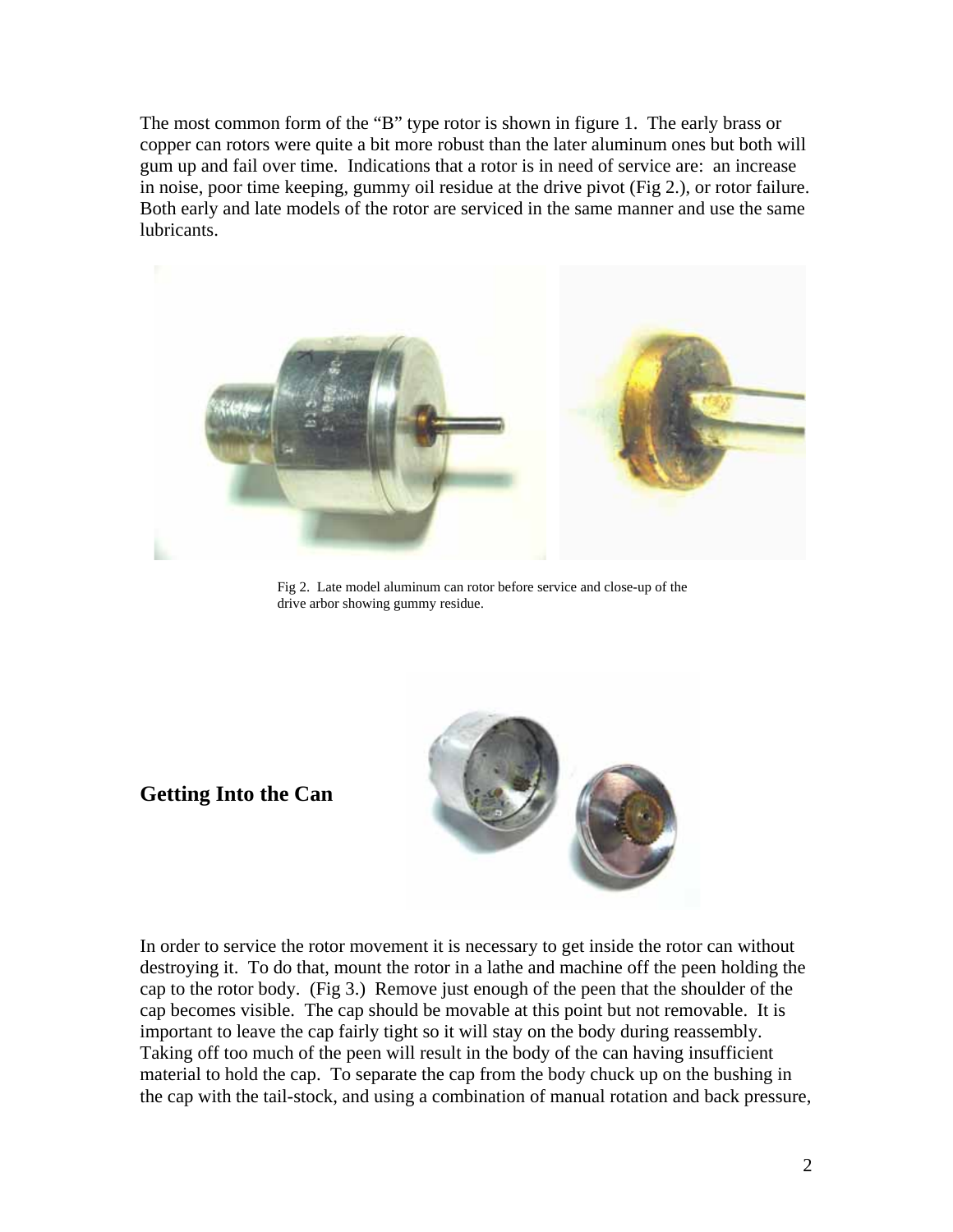The most common form of the "B" type rotor is shown in figure 1. The early brass or copper can rotors were quite a bit more robust than the later aluminum ones but both will gum up and fail over time. Indications that a rotor is in need of service are: an increase in noise, poor time keeping, gummy oil residue at the drive pivot (Fig 2.), or rotor failure. Both early and late models of the rotor are serviced in the same manner and use the same lubricants.

Fig 2. Late model aluminum can rotor before service and close-up of the drive arbor showing gummy residue.

## Getting Into the Can

In order to service the rotor movement it is necessary to get inside the rotor can without destroying it. To do that, mount the rotor in a lathe and machine off the peen holding the cap to the rotor body. (Fig 3.) Remove just enough of the peen that the shoulder of the cap becomes visible. The cap should be movable at this point but not removable. It is important to leave the cap fairly tight so it will stay on the body during reassembly. Taking off too much of the peen will result in the body of the can having insufficient material to hold the cap. To separate the cap from the body chuck up on the bushing in the cap with the tail-stock, and using a combination of manual rotation and back pressure,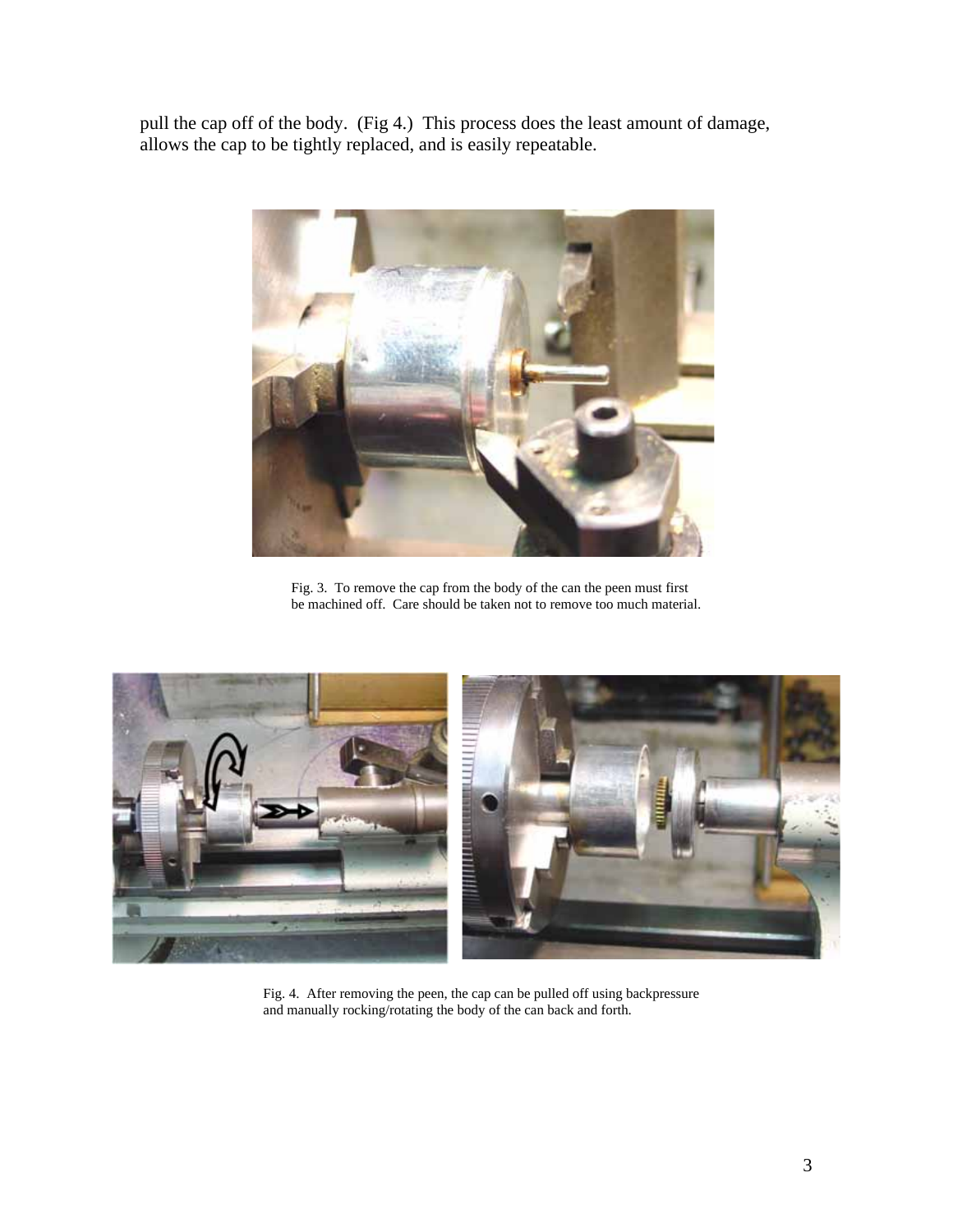pull the cap off of the body. (Fig 4.) This process does the least amount of damage, allows the cap to be tightly replaced, and is easily repeatable.

Fig. 3. To remove the cap from the body of the can the peen must first be machined off. Care should be taken not to remove too much material.

Fig. 4. After removing the peen, the cap can be pulled off using backpressure and manually rocking/rotating the body of the can back and forth.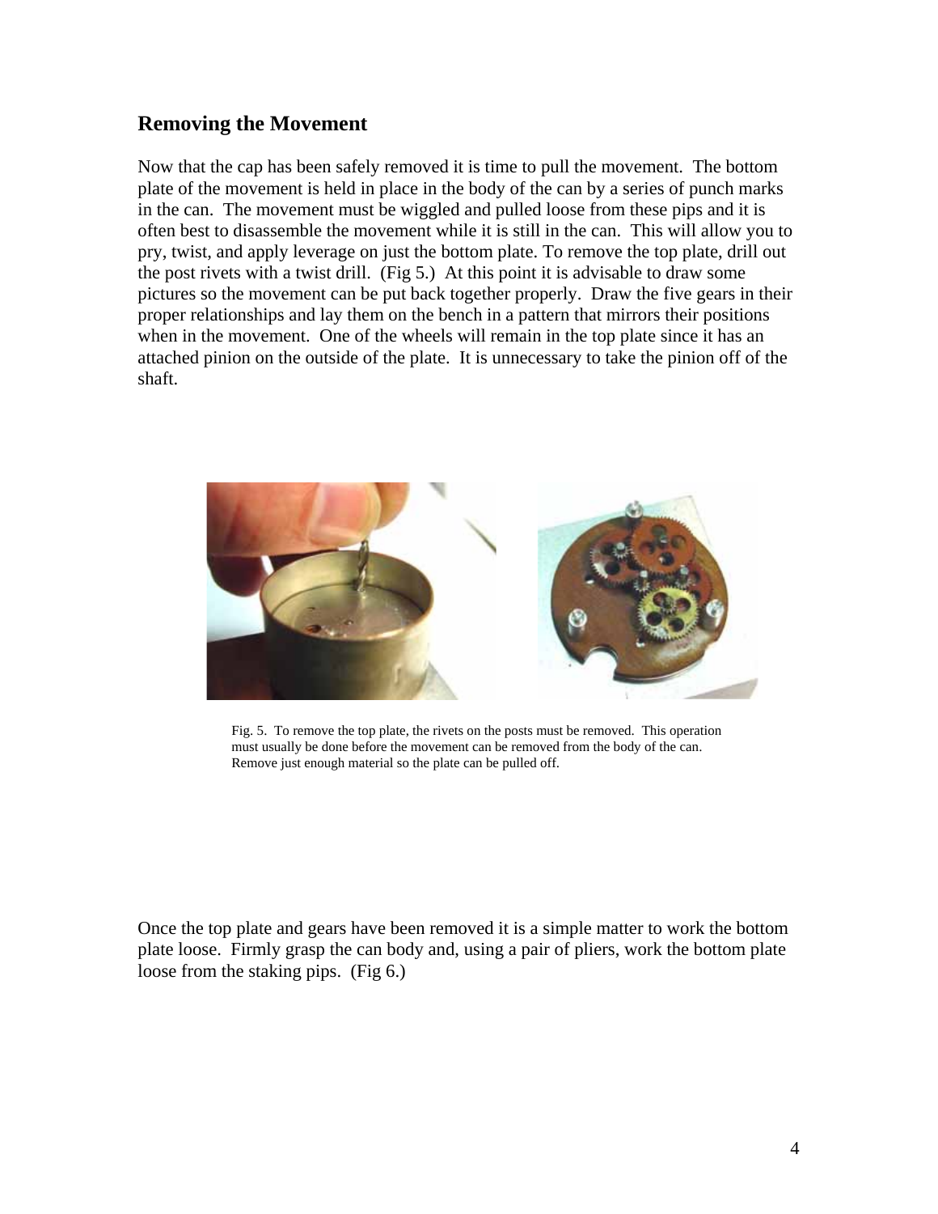## Removing the Movement

Now that the cap has been safely removed it is time to pull the movement. The bottom plate of the movement is held in place in the body of the can by a series of punch marks in the can. The movement must be wiggled and pulled loose from these pips and it is often best to disassemble the movement while it is still in the can. This will allow you to pry, twist, and apply leverage on just the bottom plate. To remove the top plate, drill out the post rivets with a twist drill. (Fig 5.) At this point it is advisable to draw some pictures so the movement can be put back together properly. Draw the five gears in their proper relationships and lay them on the bench in a pattern that mirrors their positions when in the movement. One of the wheels will remain in the top plate since it has an attached pinion on the outside of the plate. It is unnecessary to take the pinion off of the shaft.

Fig. 5. To remove the top plate, the rivets on the posts must be removed. This operation must usually be done before the movement can be removed from the body of the can. Remove just enough material so the plate can be pulled off.

Once the top plate and gears have been removed it is a simple matter to work the bottom plate loose. Firmly grasp the can body and, using a pair of pliers, work the bottom plate loose from the staking pips. (Fig 6.)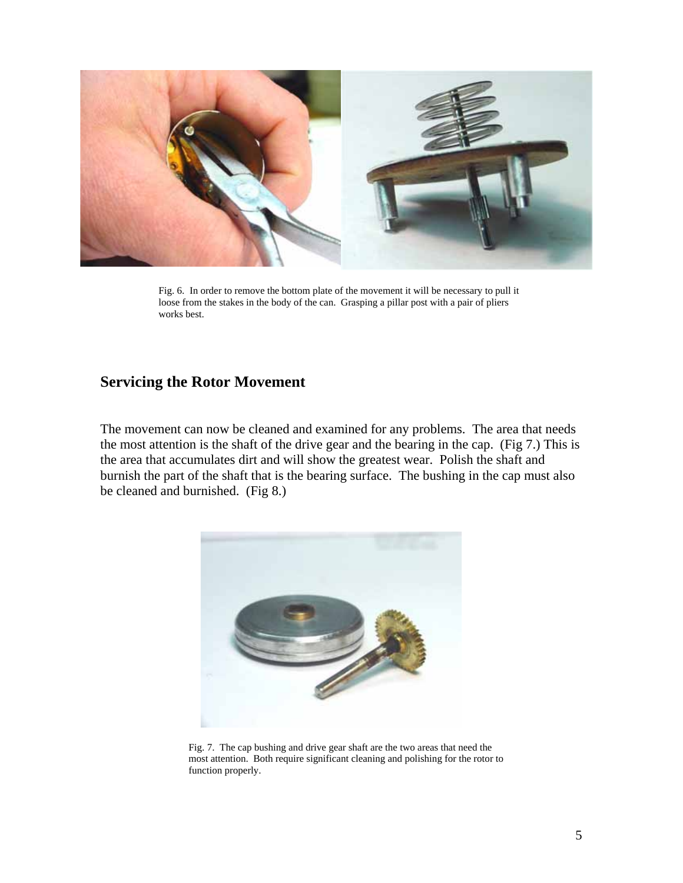Fig. 6. In order to remove the bottom plate of the movement it will be necessary to pull it loose from the stakes in the body of the can. Grasping a pillar post with a pair of pliers works best.

## Servicing the Rotor Movement

The movement can now be cleaned and examined for any problems. The area that needs the most attention is the shaft of the drive gear and the bearing in the cap. (Fig 7.) This is the area that accumulates dirt and will show the greatest wear. Polish the shaft and burnish the part of the shaft that is the bearing surface. The bushing in the cap must also be cleaned and burnished. (Fig 8.)

Fig. 7. The cap bushing and drive gear shaft are the two areas that need the most attention. Both require significant cleaning and polishing for the rotor to function properly.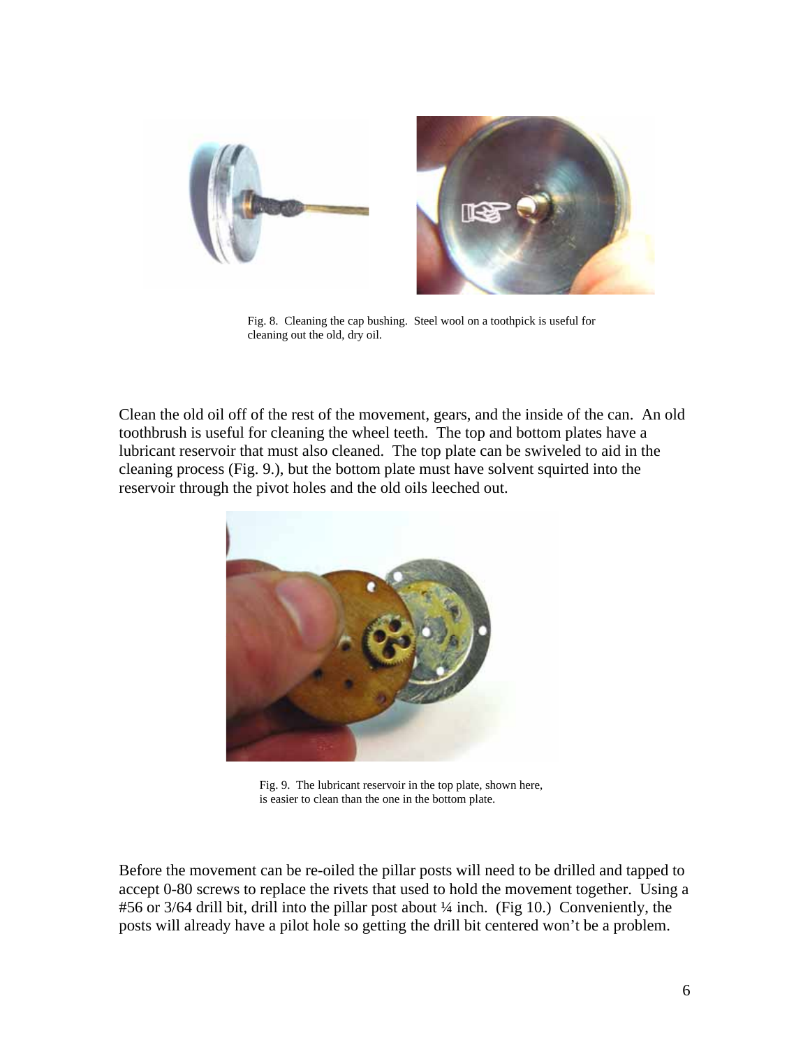Fig. 8. Cleaning the cap bushing. Steel wool on a toothpick is useful for cleaning out the old, dry oil.

Clean the old oil off of the rest of the movement, gears, and the inside of the can. An old toothbrush is useful for cleaning the wheel teeth. The top and bottom plates have a lubricant reservoir that must also cleaned. The top plate can be swiveled to aid in the cleaning process (Fig. 9.), but the bottom plate must have solvent squirted into the reservoir through the pivot holes and the old oils leeched out.

Fig. 9. The lubricant reservoir in the top plate, shown here, is easier to clean than the one in the bottom plate.

Before the movement can be re-oiled the pillar posts will need to be drilled and tapped to accept 0-80 screws to replace the rivets that used to hold the movement together. Using a #56 or 3/64 drill bit, drill into the pillar post about ¼ inch. (Fig 10.) Conveniently, the posts will already have a pilot hole so getting the drill bit centered won't be a problem.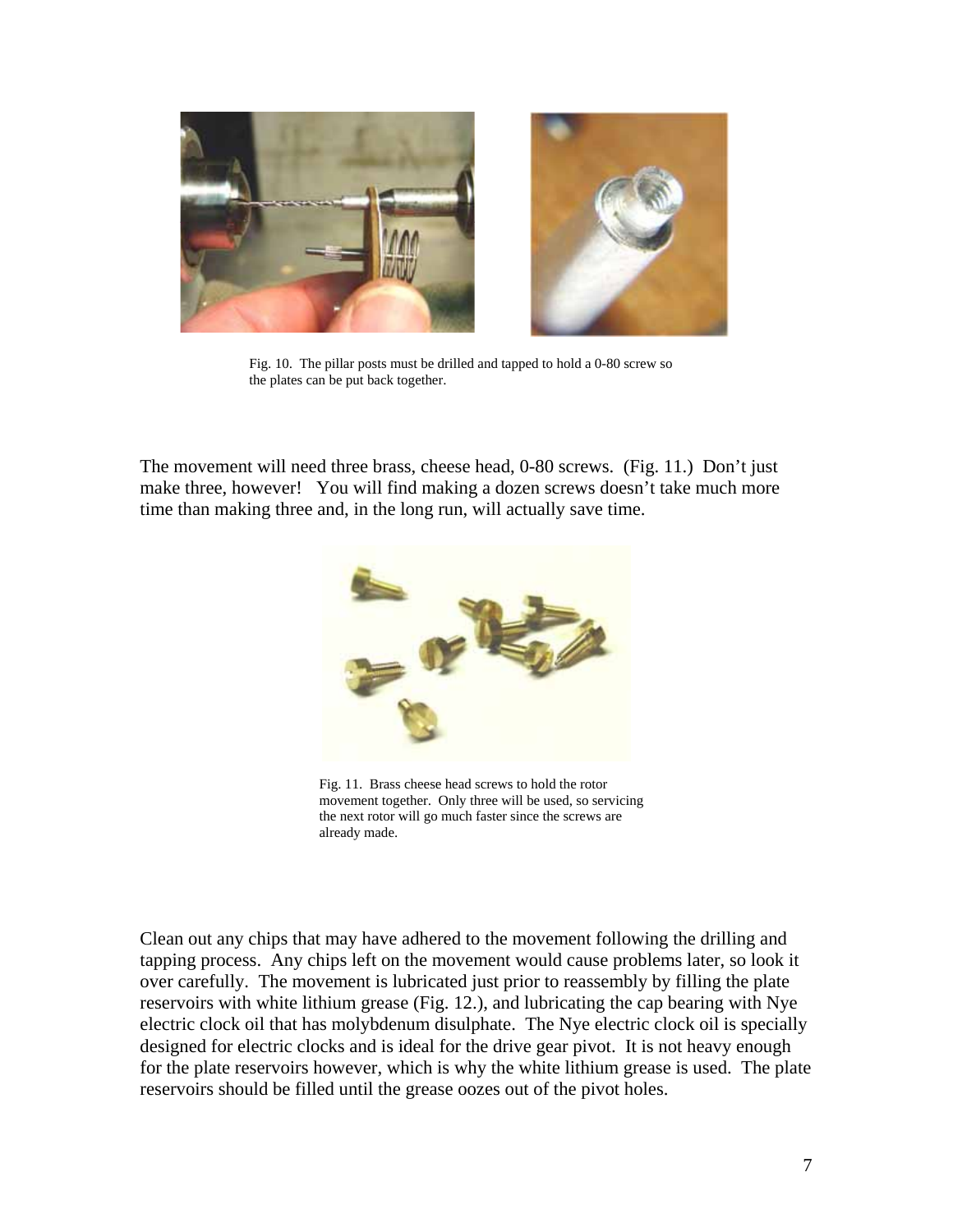Fig. 10. The pillar posts must be drilled and tapped to hold a 0-80 screw so the plates can be put back together.

The movement will need three brass, cheese head, 0-80 screws. (Fig. 11.) Don't just make three, however! You will find making a dozen screws doesn't take much more time than making three and, in the long run, will actually save time.

Fig. 11. Brass cheese head screws to hold the rotor movement together. Only three will be used, so servicing the next rotor will go much faster since the screws are already made.

Clean out any chips that may have adhered to the movement following the drilling and tapping process. Any chips left on the movement would cause problems later, so look it over carefully. The movement is lubricated just prior to reassembly by filling the plate reservoirs with white lithium grease (Fig. 12.), and lubricating the cap bearing with Nye electric clock oil that has molybdenum disulphate. The Nye electric clock oil is specially designed for electric clocks and is ideal for the drive gear pivot. It is not heavy enough for the plate reservoirs however, which is why the white lithium grease is used. The plate reservoirs should be filled until the grease oozes out of the pivot holes.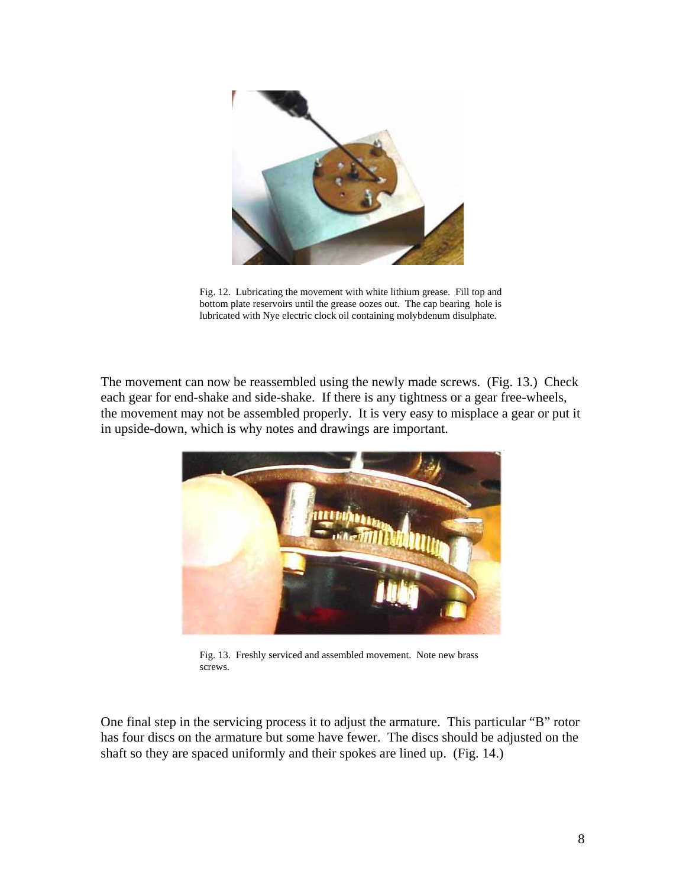Fig. 12. Lubricating the movement with white lithium grease. Fill top and bottom plate reservoirs until the grease oozes out. The cap bearing hole is lubricated with Nye electric clock oil containing molybdenum disulphate.

The movement can now be reassembled using the newly made screws. (Fig. 13.) Check each gear for end-shake and side-shake. If there is any tightness or a gear free-wheels, the movement may not be assembled properly. It is very easy to misplace a gear or put it in upside-down, which is why notes and drawings are important.

Fig. 13. Freshly serviced and assembled movement. Note new brass screws.

One final step in the servicing process it to adjust the armature. This particular "B" rotor has four discs on the armature but some have fewer. The discs should be adjusted on the shaft so they are spaced uniformly and their spokes are lined up. (Fig. 14.)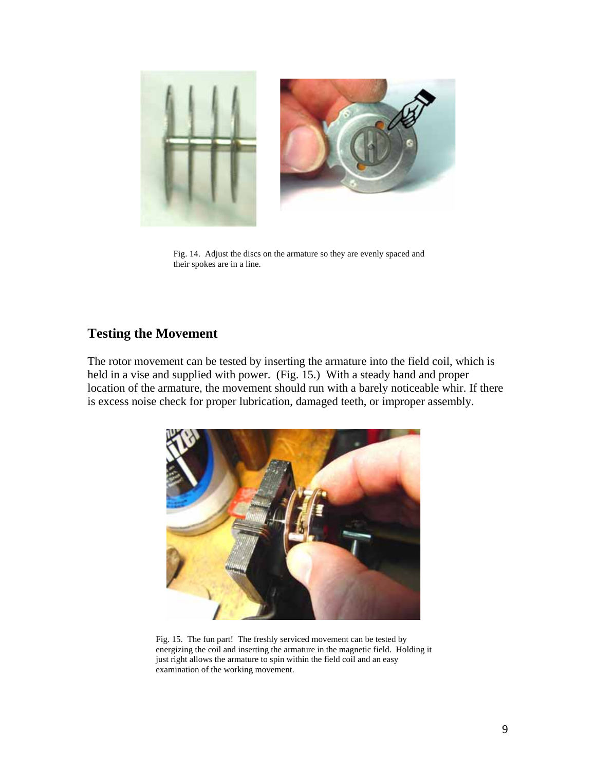Fig. 14. Adjust the discs on the armature so they are evenly spaced and their spokes are in a line.

## Testing the Movement

The rotor movement can be tested by inserting the armature into the field coil, which is held in a vise and supplied with power. (Fig. 15.) With a steady hand and proper location of the armature, the movement should run with a barely noticeable whir. If there is excess noise check for proper lubrication, damaged teeth, or improper assembly.

Fig. 15. The fun part! The freshly serviced movement can be tested by energizing the coil and inserting the armature in the magnetic field. Holding it just right allows the armature to spin within the field coil and an easy examination of the working movement.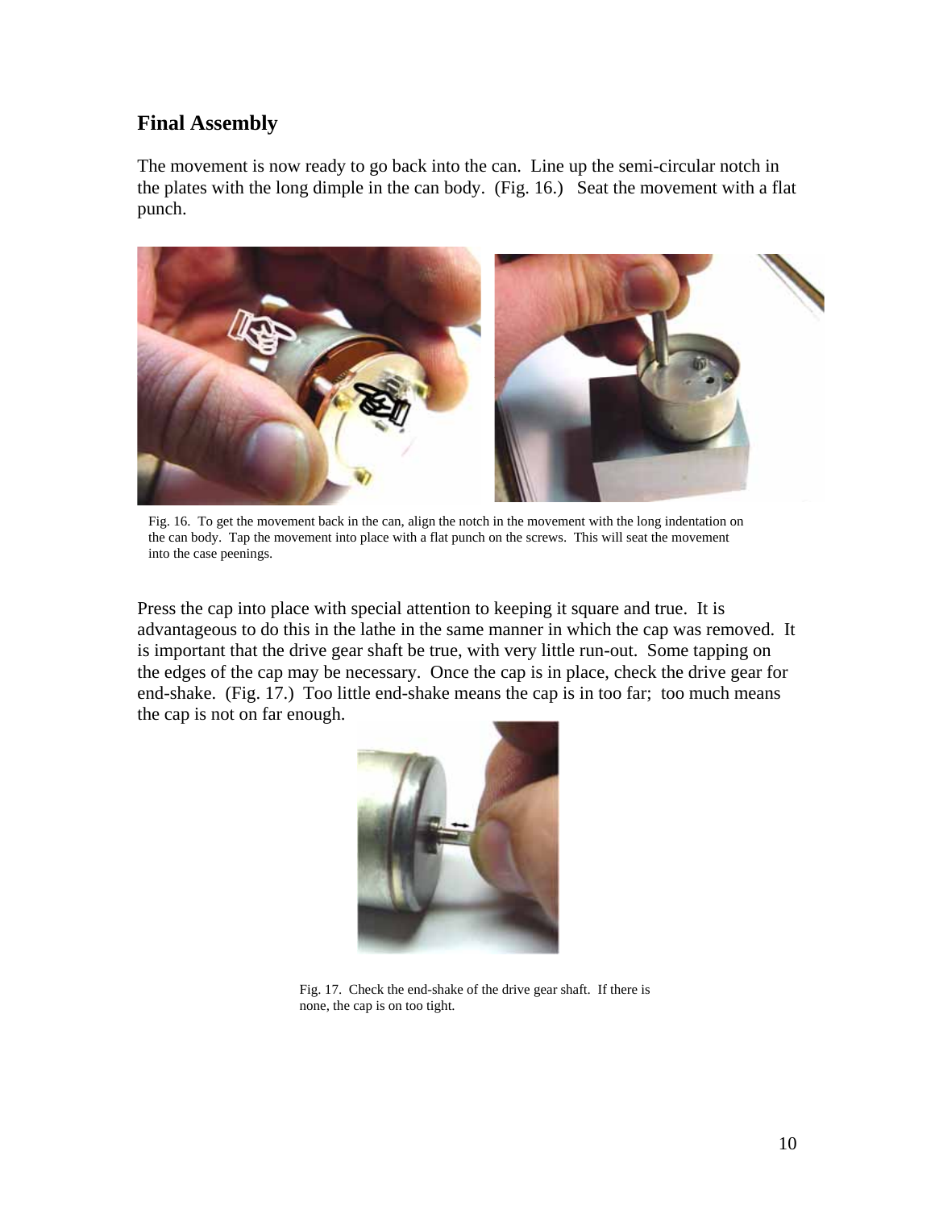## Final Assembly

The movement is now ready to go back into the can. Line up the semi-circular notch in the plates with the long dimple in the can body. (Fig. 16.) Seat the movement with a flat punch.

Fig. 16. To get the movement back in the can, align the notch in the movement with the long indentation on the can body. Tap the movement into place with a flat punch on the screws. This will seat the movement into the case peenings.

Press the cap into place with special attention to keeping it square and true. It is advantageous to do this in the lathe in the same manner in which the cap was removed. It is important that the drive gear shaft be true, with very little run-out. Some tapping on the edges of the cap may be necessary. Once the cap is in place, check the drive gear for end-shake. (Fig. 17.) Too little end-shake means the cap is in too far; too much means the cap is not on far enough.

Fig. 17. Check the end-shake of the drive gear shaft. If there is none, the cap is on too tight.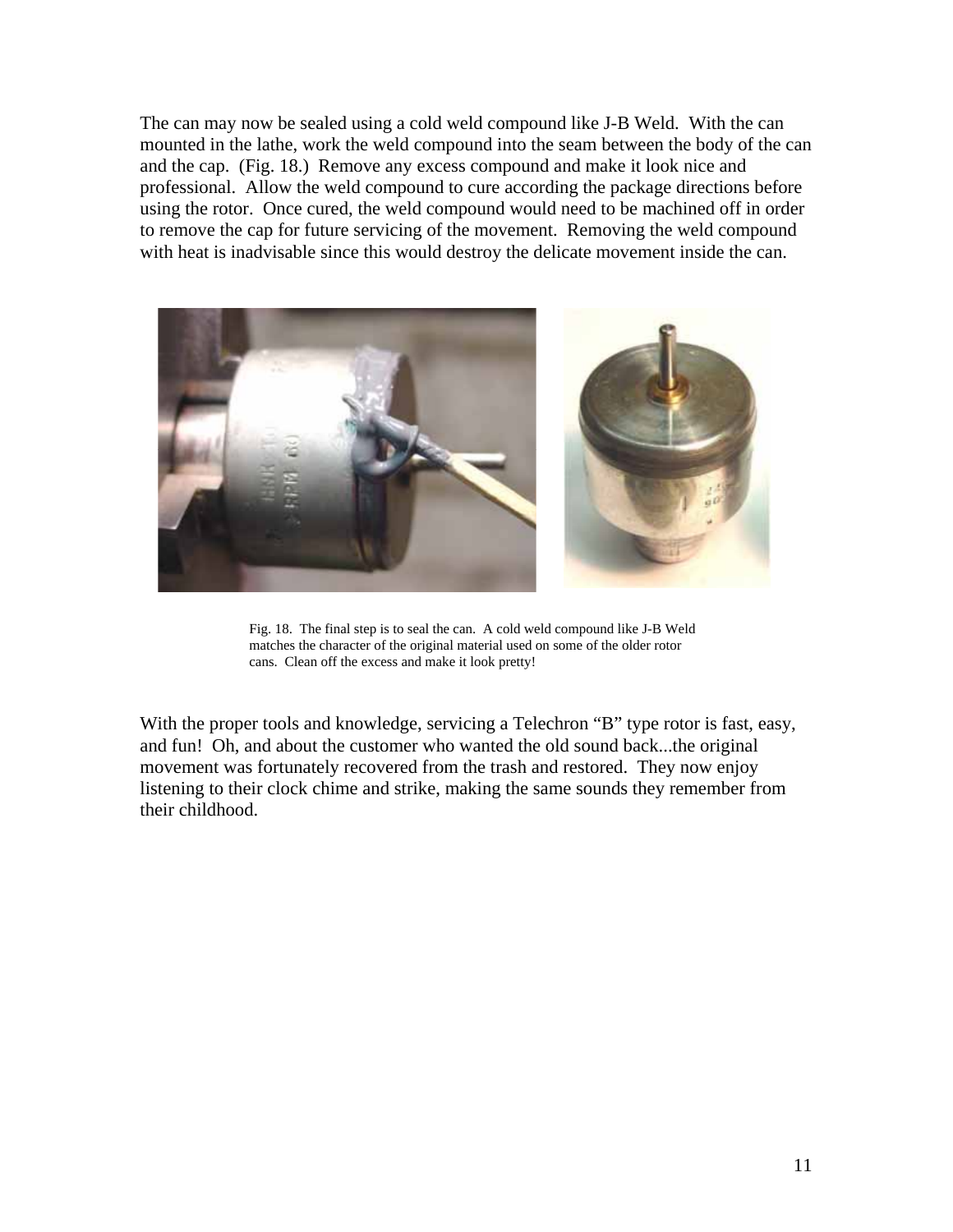The can may now be sealed using a cold weld compound like J-B Weld. With the can mounted in the lathe, work the weld compound into the seam between the body of the can and the cap. (Fig. 18.) Remove any excess compound and make it look nice and professional. Allow the weld compound to cure according the package directions before using the rotor. Once cured, the weld compound would need to be machined off in order to remove the cap for future servicing of the movement. Removing the weld compound with heat is inadvisable since this would destroy the delicate movement inside the can.

Fig. 18. The final step is to seal the can. A cold weld compound like J-B Weld matches the character of the original material used on some of the older rotor cans. Clean off the excess and make it look pretty!

With the proper tools and knowledge, servicing a Telechron "B" type rotor is fast, easy, and fun! Oh, and about the customer who wanted the old sound back...the original movement was fortunately recovered from the trash and restored. They now enjoy listening to their clock chime and strike, making the same sounds they remember from their childhood.